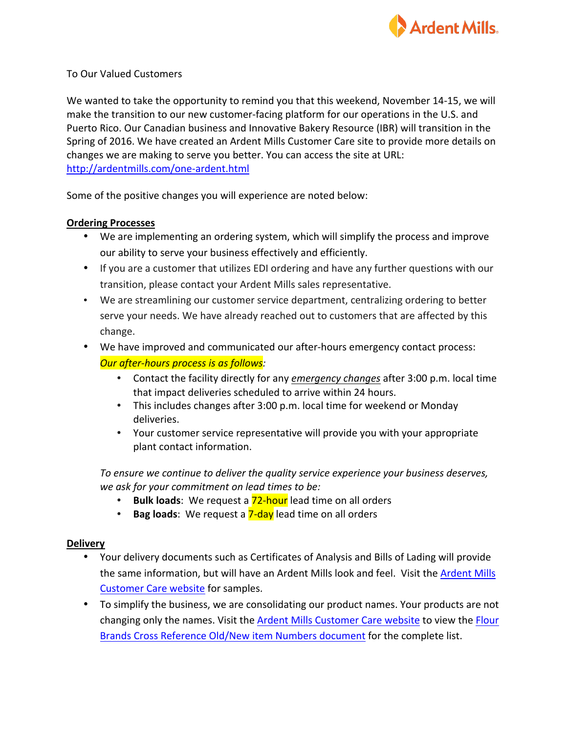To Our Valued Customers

We wanted to take the opportunity to remind you that this weekend, November 14-15, we will make the transition to our new customer-facing platform for our operations in the U.S. and Puerto Rico. Our Canadian business and Innovative Bakery Resource (IBR) will transition in the Spring of 2016. We have created an Ardent Mills Customer Care site to provide more details on changes we are making to serve you better. You can access the site at URL: [http://ardentmills.com/one-ardent.html](http://ardentmills.com/one-ardent.html)

Some of the positive changes you will experience are noted below:

**Ordering Processes**

- We are implementing an ordering system, which will simplify the process and improve our ability to serve your business effectively and efficiently.
- If you are a customer that utilizes EDI ordering and have any further questions with our transition, please contact your Ardent Mills sales representative.
- We are streamlining our customer service department, centralizing ordering to better serve your needs. We have already reached out to customers that are affected by this change.
- We have improved and communicated our after-hours emergency contact process: *Our after-hours process is as follows*:
  - Contact the facility directly for any *emergency changes* after 3:00 p.m. local time that impact deliveries scheduled to arrive within 24 hours.
  - This includes changes after 3:00 p.m. local time for weekend or Monday deliveries.
  - Your customer service representative will provide you with your appropriate plant contact information.

  *To ensure we continue to deliver the quality service experience your business deserves, we ask for your commitment on lead times to be:*
  - **Bulk loads**: We request a 72-hour lead time on all orders
  - **Bag loads**: We request a 7-day lead time on all orders

**Delivery**

- Your delivery documents such as Certificates of Analysis and Bills of Lading will provide the same information, but will have an Ardent Mills look and feel. Visit the Ardent Mills Customer Care website for samples.
- To simplify the business, we are consolidating our product names. Your products are not changing only the names. Visit the Ardent Mills Customer Care website to view the Flour Brands Cross Reference Old/New item Numbers document for the complete list.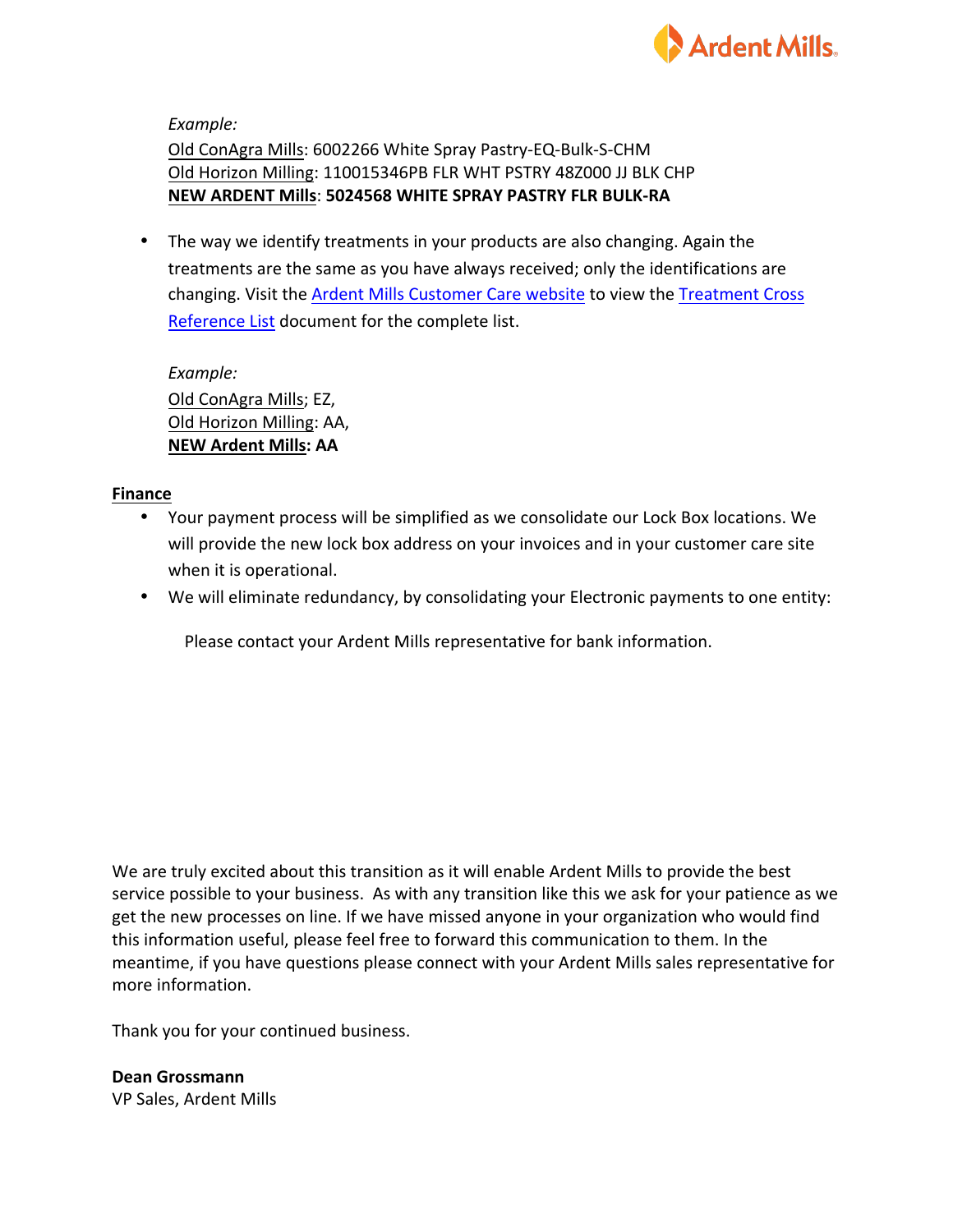*Example:*
Old ConAgra Mills: 6002266 White Spray Pastry-EQ-Bulk-S-CHM
Old Horizon Milling: 110015346PB FLR WHT PSTRY 48Z000 JJ BLK CHP
**NEW ARDENT Mills**: **5024568 WHITE SPRAY PASTRY FLR BULK-RA**

- The way we identify treatments in your products are also changing. Again the treatments are the same as you have always received; only the identifications are changing. Visit the Ardent Mills Customer Care website to view the Treatment Cross Reference List document for the complete list.

  *Example:*
  Old ConAgra Mills; EZ,
  Old Horizon Milling: AA,
  **NEW Ardent Mills: AA**

**Finance**

- Your payment process will be simplified as we consolidate our Lock Box locations. We will provide the new lock box address on your invoices and in your customer care site when it is operational.
- We will eliminate redundancy, by consolidating your Electronic payments to one entity:

  Please contact your Ardent Mills representative for bank information.

We are truly excited about this transition as it will enable Ardent Mills to provide the best service possible to your business. As with any transition like this we ask for your patience as we get the new processes on line. If we have missed anyone in your organization who would find this information useful, please feel free to forward this communication to them. In the meantime, if you have questions please connect with your Ardent Mills sales representative for more information.

Thank you for your continued business.

**Dean Grossmann**
VP Sales, Ardent Mills